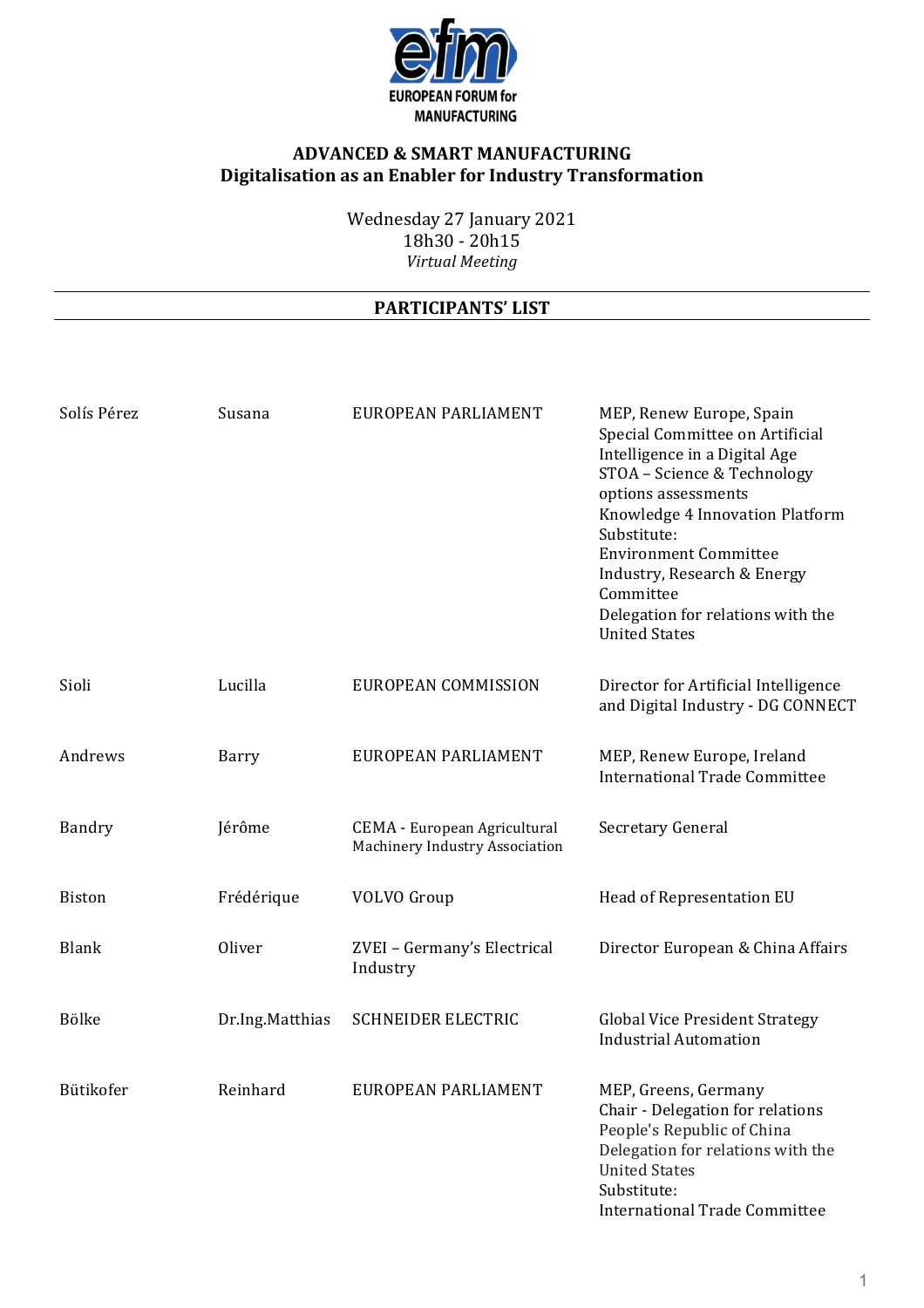EUROPEAN FORUM for MANUFACTURING

## ADVANCED & SMART MANUFACTURING
## Digitalisation as an Enabler for Industry Transformation

Wednesday 27 January 2021
18h30 - 20h15
*Virtual Meeting*

---

## PARTICIPANTS' LIST

---

| | | | |
|---|---|---|---|
| Solís Pérez | Susana | EUROPEAN PARLIAMENT | MEP, Renew Europe, Spain<br>Special Committee on Artificial Intelligence in a Digital Age<br>STOA – Science & Technology options assessments<br>Knowledge 4 Innovation Platform<br>Substitute:<br>Environment Committee<br>Industry, Research & Energy Committee<br>Delegation for relations with the United States |
| Sioli | Lucilla | EUROPEAN COMMISSION | Director for Artificial Intelligence and Digital Industry - DG CONNECT |
| Andrews | Barry | EUROPEAN PARLIAMENT | MEP, Renew Europe, Ireland<br>International Trade Committee |
| Bandry | Jérôme | CEMA - European Agricultural Machinery Industry Association | Secretary General |
| Biston | Frédérique | VOLVO Group | Head of Representation EU |
| Blank | Oliver | ZVEI – Germany's Electrical Industry | Director European & China Affairs |
| Bölke | Dr.Ing.Matthias | SCHNEIDER ELECTRIC | Global Vice President Strategy Industrial Automation |
| Bütikofer | Reinhard | EUROPEAN PARLIAMENT | MEP, Greens, Germany<br>Chair - Delegation for relations People's Republic of China<br>Delegation for relations with the United States<br>Substitute:<br>International Trade Committee |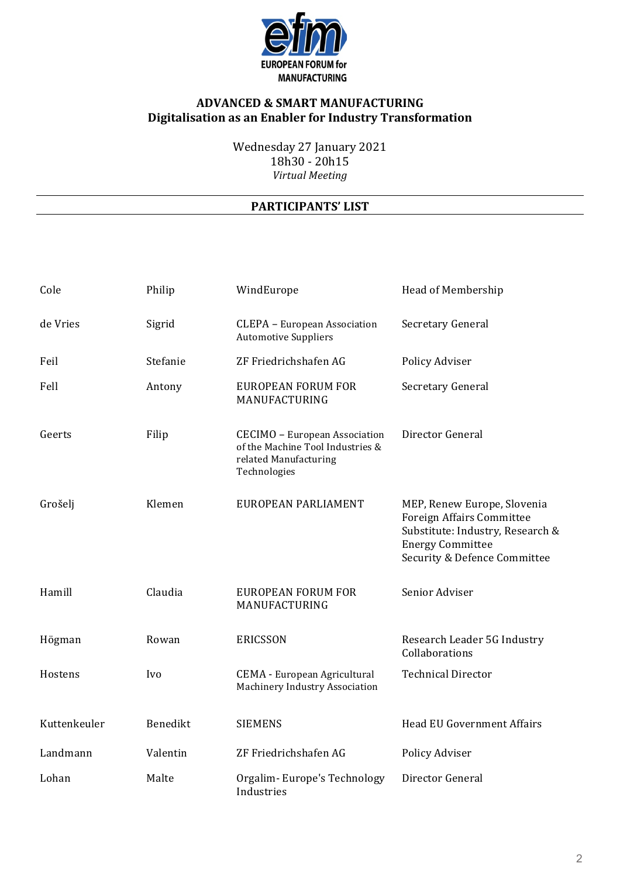**EUROPEAN FORUM for MANUFACTURING**

**ADVANCED & SMART MANUFACTURING**
**Digitalisation as an Enabler for Industry Transformation**

Wednesday 27 January 2021
18h30 - 20h15
*Virtual Meeting*

## PARTICIPANTS' LIST

| | | | |
|---|---|---|---|
| Cole | Philip | WindEurope | Head of Membership |
| de Vries | Sigrid | CLEPA – European Association Automotive Suppliers | Secretary General |
| Feil | Stefanie | ZF Friedrichshafen AG | Policy Adviser |
| Fell | Antony | EUROPEAN FORUM FOR MANUFACTURING | Secretary General |
| Geerts | Filip | CECIMO – European Association of the Machine Tool Industries & related Manufacturing Technologies | Director General |
| Grošelj | Klemen | EUROPEAN PARLIAMENT | MEP, Renew Europe, Slovenia<br>Foreign Affairs Committee<br>Substitute: Industry, Research & Energy Committee<br>Security & Defence Committee |
| Hamill | Claudia | EUROPEAN FORUM FOR MANUFACTURING | Senior Adviser |
| Högman | Rowan | ERICSSON | Research Leader 5G Industry Collaborations |
| Hostens | Ivo | CEMA - European Agricultural Machinery Industry Association | Technical Director |
| Kuttenkeuler | Benedikt | SIEMENS | Head EU Government Affairs |
| Landmann | Valentin | ZF Friedrichshafen AG | Policy Adviser |
| Lohan | Malte | Orgalim- Europe's Technology Industries | Director General |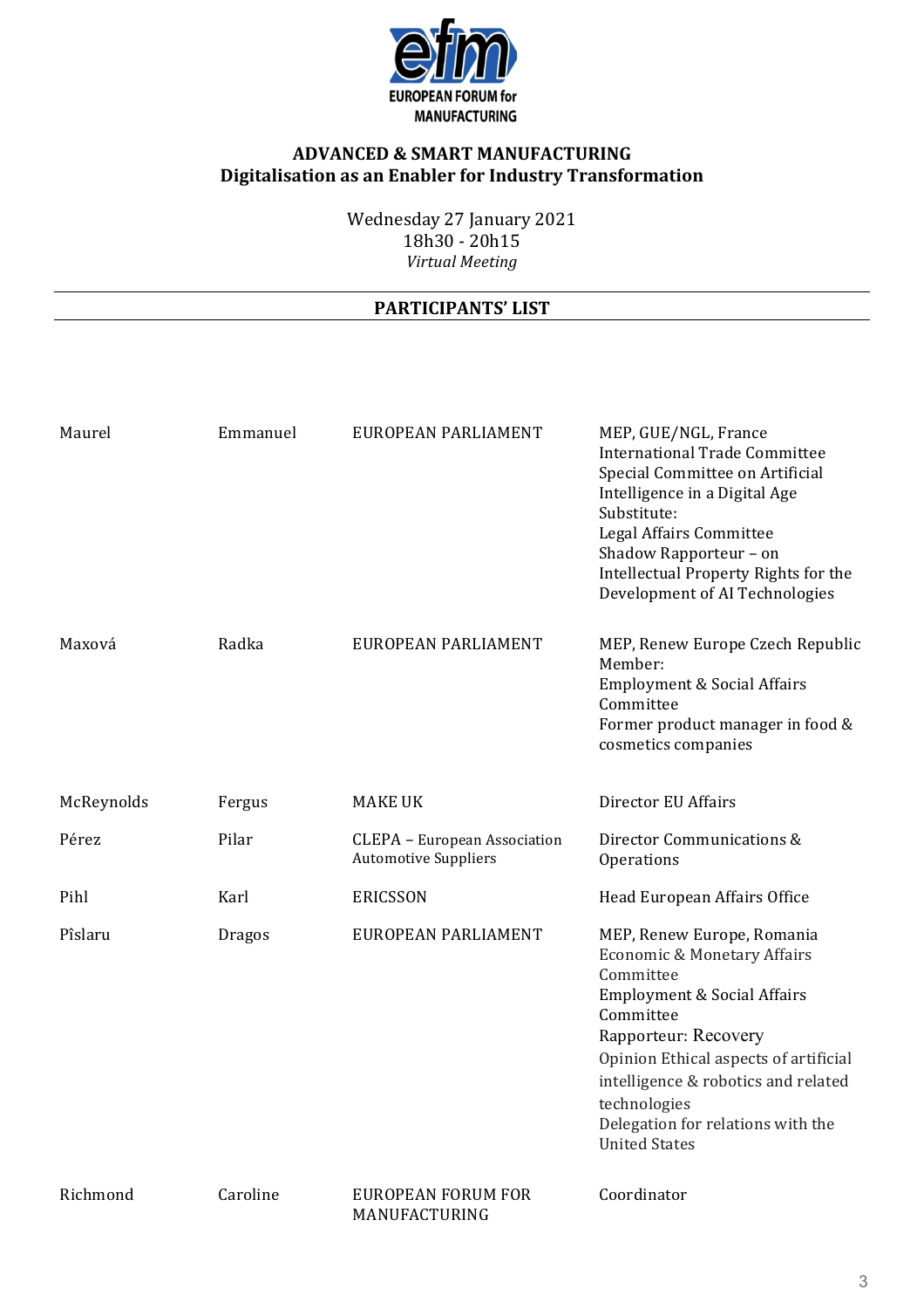EUROPEAN FORUM for MANUFACTURING

**ADVANCED & SMART MANUFACTURING**
**Digitalisation as an Enabler for Industry Transformation**

Wednesday 27 January 2021
18h30 - 20h15
*Virtual Meeting*

## PARTICIPANTS' LIST

| | | | |
|---|---|---|---|
| Maurel | Emmanuel | EUROPEAN PARLIAMENT | MEP, GUE/NGL, France<br>International Trade Committee<br>Special Committee on Artificial Intelligence in a Digital Age<br>Substitute:<br>Legal Affairs Committee<br>Shadow Rapporteur – on Intellectual Property Rights for the Development of AI Technologies |
| Maxová | Radka | EUROPEAN PARLIAMENT | MEP, Renew Europe Czech Republic<br>Member:<br>Employment & Social Affairs Committee<br>Former product manager in food & cosmetics companies |
| McReynolds | Fergus | MAKE UK | Director EU Affairs |
| Pérez | Pilar | CLEPA – European Association Automotive Suppliers | Director Communications & Operations |
| Pihl | Karl | ERICSSON | Head European Affairs Office |
| Pîslaru | Dragos | EUROPEAN PARLIAMENT | MEP, Renew Europe, Romania<br>Economic & Monetary Affairs Committee<br>Employment & Social Affairs Committee<br>Rapporteur: Recovery<br>Opinion Ethical aspects of artificial intelligence & robotics and related technologies<br>Delegation for relations with the United States |
| Richmond | Caroline | EUROPEAN FORUM FOR MANUFACTURING | Coordinator |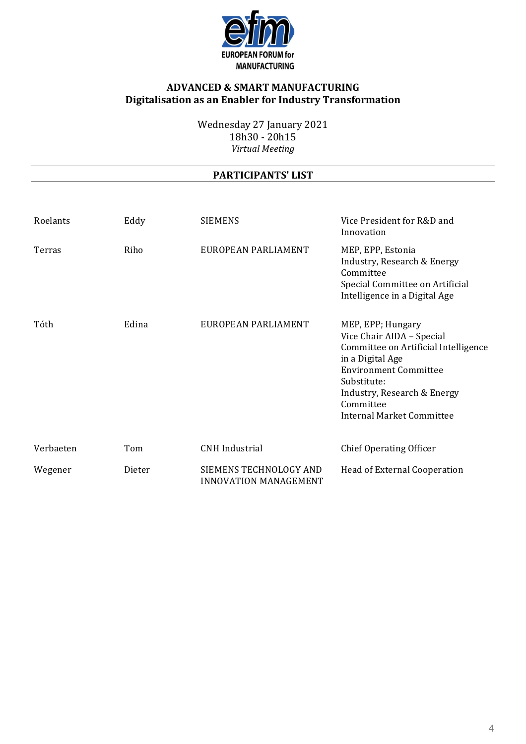EUROPEAN FORUM for MANUFACTURING

**ADVANCED & SMART MANUFACTURING**
**Digitalisation as an Enabler for Industry Transformation**

Wednesday 27 January 2021
18h30 - 20h15
*Virtual Meeting*

## PARTICIPANTS' LIST

| | | | |
|---|---|---|---|
| Roelants | Eddy | SIEMENS | Vice President for R&D and Innovation |
| Terras | Riho | EUROPEAN PARLIAMENT | MEP, EPP, Estonia<br>Industry, Research & Energy Committee<br>Special Committee on Artificial Intelligence in a Digital Age |
| Tóth | Edina | EUROPEAN PARLIAMENT | MEP, EPP; Hungary<br>Vice Chair AIDA – Special Committee on Artificial Intelligence in a Digital Age<br>Environment Committee<br>Substitute:<br>Industry, Research & Energy Committee<br>Internal Market Committee |
| Verbaeten | Tom | CNH Industrial | Chief Operating Officer |
| Wegener | Dieter | SIEMENS TECHNOLOGY AND INNOVATION MANAGEMENT | Head of External Cooperation |